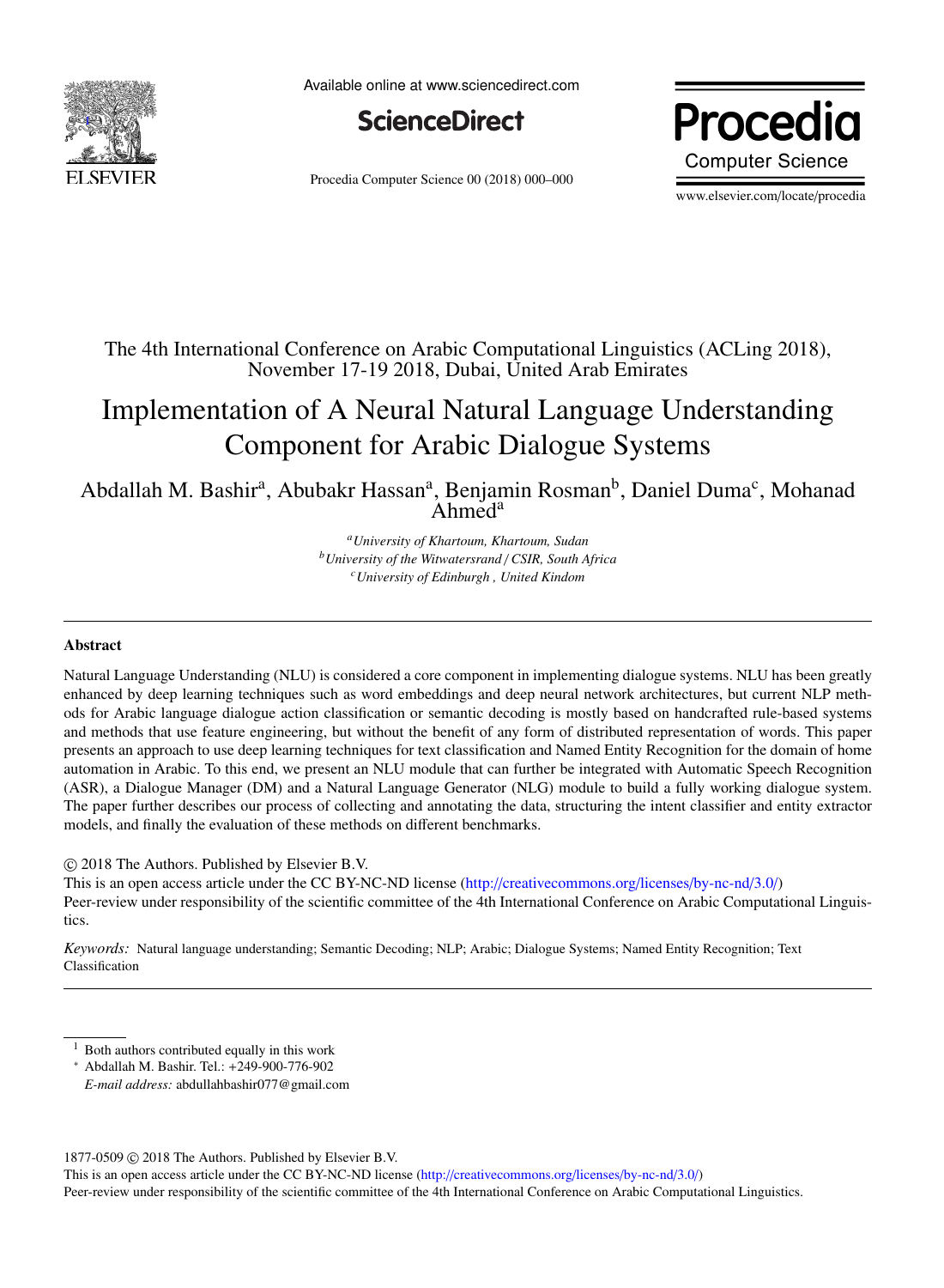The 4th International Conference on Arabic Computational Linguistics (ACLing 2018), November 17-19 2018, Dubai, United Arab Emirates

# Implementation of A Neural Natural Language Understanding Component for Arabic Dialogue Systems

Abdallah M. Bashir[a], Abubakr Hassan[a], Benjamin Rosman[b], Daniel Duma[c], Mohanad Ahmed[a]

[a]*University of Khartoum, Khartoum, Sudan*
[b]*University of the Witwatersrand / CSIR, South Africa*
[c]*University of Edinburgh , United Kindom*

---

## Abstract

Natural Language Understanding (NLU) is considered a core component in implementing dialogue systems. NLU has been greatly enhanced by deep learning techniques such as word embeddings and deep neural network architectures, but current NLP methods for Arabic language dialogue action classification or semantic decoding is mostly based on handcrafted rule-based systems and methods that use feature engineering, but without the benefit of any form of distributed representation of words. This paper presents an approach to use deep learning techniques for text classification and Named Entity Recognition for the domain of home automation in Arabic. To this end, we present an NLU module that can further be integrated with Automatic Speech Recognition (ASR), a Dialogue Manager (DM) and a Natural Language Generator (NLG) module to build a fully working dialogue system. The paper further describes our process of collecting and annotating the data, structuring the intent classifier and entity extractor models, and finally the evaluation of these methods on different benchmarks.

© 2018 The Authors. Published by Elsevier B.V.
This is an open access article under the CC BY-NC-ND license (http://creativecommons.org/licenses/by-nc-nd/3.0/)
Peer-review under responsibility of the scientific committee of the 4th International Conference on Arabic Computational Linguistics.

*Keywords:* Natural language understanding; Semantic Decoding; NLP; Arabic; Dialogue Systems; Named Entity Recognition; Text Classification

---

[1] Both authors contributed equally in this work
[*] Abdallah M. Bashir. Tel.: +249-900-776-902
*E-mail address:* abdullahbashir077@gmail.com

1877-0509 © 2018 The Authors. Published by Elsevier B.V.
This is an open access article under the CC BY-NC-ND license (http://creativecommons.org/licenses/by-nc-nd/3.0/)
Peer-review under responsibility of the scientific committee of the 4th International Conference on Arabic Computational Linguistics.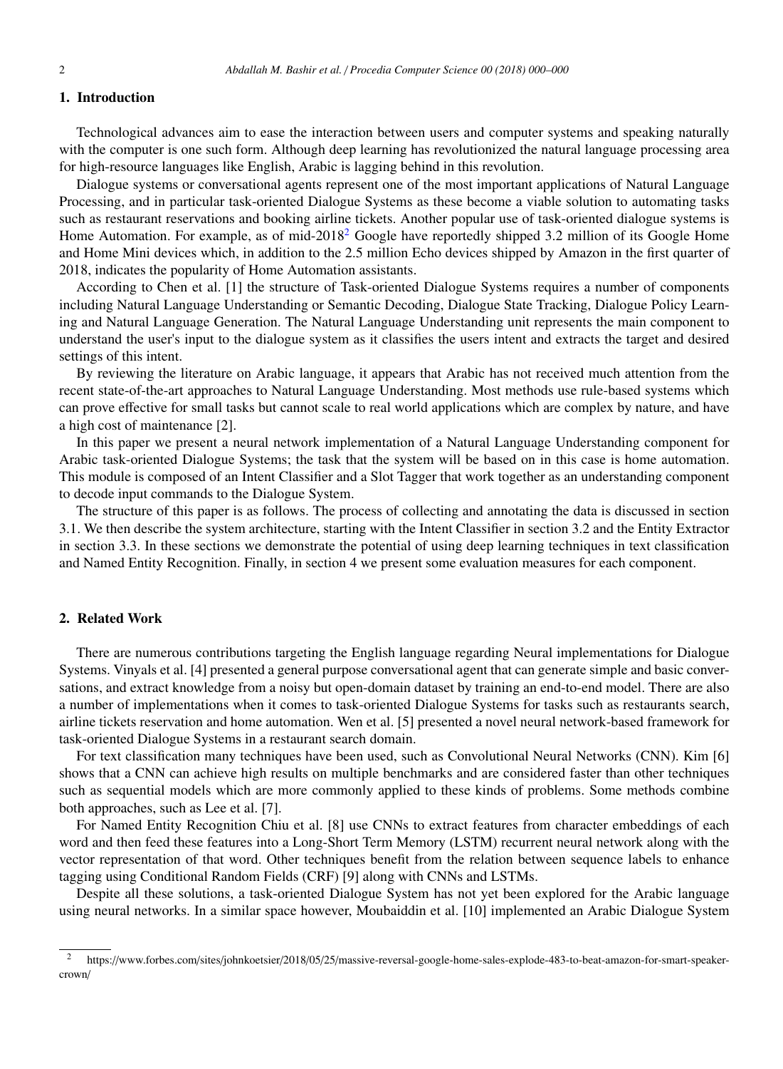## 1. Introduction

Technological advances aim to ease the interaction between users and computer systems and speaking naturally with the computer is one such form. Although deep learning has revolutionized the natural language processing area for high-resource languages like English, Arabic is lagging behind in this revolution.

Dialogue systems or conversational agents represent one of the most important applications of Natural Language Processing, and in particular task-oriented Dialogue Systems as these become a viable solution to automating tasks such as restaurant reservations and booking airline tickets. Another popular use of task-oriented dialogue systems is Home Automation. For example, as of mid-2018[2] Google have reportedly shipped 3.2 million of its Google Home and Home Mini devices which, in addition to the 2.5 million Echo devices shipped by Amazon in the first quarter of 2018, indicates the popularity of Home Automation assistants.

According to Chen et al. [1] the structure of Task-oriented Dialogue Systems requires a number of components including Natural Language Understanding or Semantic Decoding, Dialogue State Tracking, Dialogue Policy Learning and Natural Language Generation. The Natural Language Understanding unit represents the main component to understand the user's input to the dialogue system as it classifies the users intent and extracts the target and desired settings of this intent.

By reviewing the literature on Arabic language, it appears that Arabic has not received much attention from the recent state-of-the-art approaches to Natural Language Understanding. Most methods use rule-based systems which can prove effective for small tasks but cannot scale to real world applications which are complex by nature, and have a high cost of maintenance [2].

In this paper we present a neural network implementation of a Natural Language Understanding component for Arabic task-oriented Dialogue Systems; the task that the system will be based on in this case is home automation. This module is composed of an Intent Classifier and a Slot Tagger that work together as an understanding component to decode input commands to the Dialogue System.

The structure of this paper is as follows. The process of collecting and annotating the data is discussed in section 3.1. We then describe the system architecture, starting with the Intent Classifier in section 3.2 and the Entity Extractor in section 3.3. In these sections we demonstrate the potential of using deep learning techniques in text classification and Named Entity Recognition. Finally, in section 4 we present some evaluation measures for each component.

## 2. Related Work

There are numerous contributions targeting the English language regarding Neural implementations for Dialogue Systems. Vinyals et al. [4] presented a general purpose conversational agent that can generate simple and basic conversations, and extract knowledge from a noisy but open-domain dataset by training an end-to-end model. There are also a number of implementations when it comes to task-oriented Dialogue Systems for tasks such as restaurants search, airline tickets reservation and home automation. Wen et al. [5] presented a novel neural network-based framework for task-oriented Dialogue Systems in a restaurant search domain.

For text classification many techniques have been used, such as Convolutional Neural Networks (CNN). Kim [6] shows that a CNN can achieve high results on multiple benchmarks and are considered faster than other techniques such as sequential models which are more commonly applied to these kinds of problems. Some methods combine both approaches, such as Lee et al. [7].

For Named Entity Recognition Chiu et al. [8] use CNNs to extract features from character embeddings of each word and then feed these features into a Long-Short Term Memory (LSTM) recurrent neural network along with the vector representation of that word. Other techniques benefit from the relation between sequence labels to enhance tagging using Conditional Random Fields (CRF) [9] along with CNNs and LSTMs.

Despite all these solutions, a task-oriented Dialogue System has not yet been explored for the Arabic language using neural networks. In a similar space however, Moubaiddin et al. [10] implemented an Arabic Dialogue System

[2] https://www.forbes.com/sites/johnkoetsier/2018/05/25/massive-reversal-google-home-sales-explode-483-to-beat-amazon-for-smart-speaker-crown/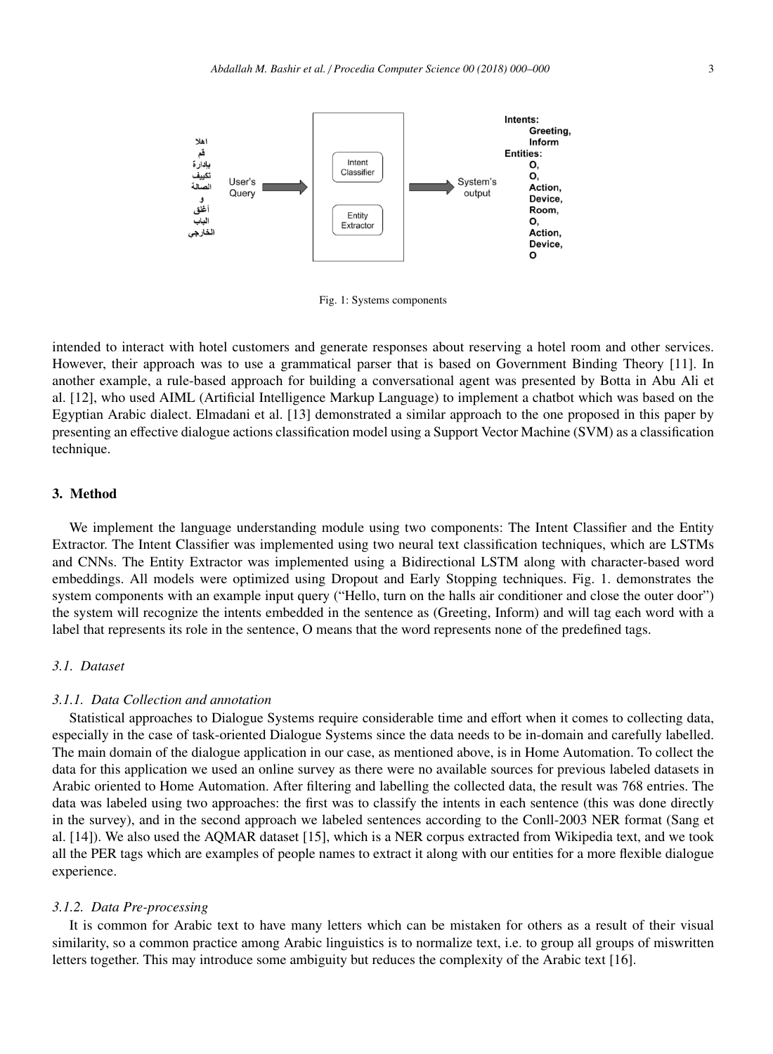Fig. 1: Systems components

intended to interact with hotel customers and generate responses about reserving a hotel room and other services. However, their approach was to use a grammatical parser that is based on Government Binding Theory [11]. In another example, a rule-based approach for building a conversational agent was presented by Botta in Abu Ali et al. [12], who used AIML (Artificial Intelligence Markup Language) to implement a chatbot which was based on the Egyptian Arabic dialect. Elmadani et al. [13] demonstrated a similar approach to the one proposed in this paper by presenting an effective dialogue actions classification model using a Support Vector Machine (SVM) as a classification technique.

## 3. Method

We implement the language understanding module using two components: The Intent Classifier and the Entity Extractor. The Intent Classifier was implemented using two neural text classification techniques, which are LSTMs and CNNs. The Entity Extractor was implemented using a Bidirectional LSTM along with character-based word embeddings. All models were optimized using Dropout and Early Stopping techniques. Fig. 1. demonstrates the system components with an example input query ("Hello, turn on the halls air conditioner and close the outer door") the system will recognize the intents embedded in the sentence as (Greeting, Inform) and will tag each word with a label that represents its role in the sentence, O means that the word represents none of the predefined tags.

### *3.1. Dataset*

#### *3.1.1. Data Collection and annotation*

Statistical approaches to Dialogue Systems require considerable time and effort when it comes to collecting data, especially in the case of task-oriented Dialogue Systems since the data needs to be in-domain and carefully labelled. The main domain of the dialogue application in our case, as mentioned above, is in Home Automation. To collect the data for this application we used an online survey as there were no available sources for previous labeled datasets in Arabic oriented to Home Automation. After filtering and labelling the collected data, the result was 768 entries. The data was labeled using two approaches: the first was to classify the intents in each sentence (this was done directly in the survey), and in the second approach we labeled sentences according to the Conll-2003 NER format (Sang et al. [14]). We also used the AQMAR dataset [15], which is a NER corpus extracted from Wikipedia text, and we took all the PER tags which are examples of people names to extract it along with our entities for a more flexible dialogue experience.

#### *3.1.2. Data Pre-processing*

It is common for Arabic text to have many letters which can be mistaken for others as a result of their visual similarity, so a common practice among Arabic linguistics is to normalize text, i.e. to group all groups of miswritten letters together. This may introduce some ambiguity but reduces the complexity of the Arabic text [16].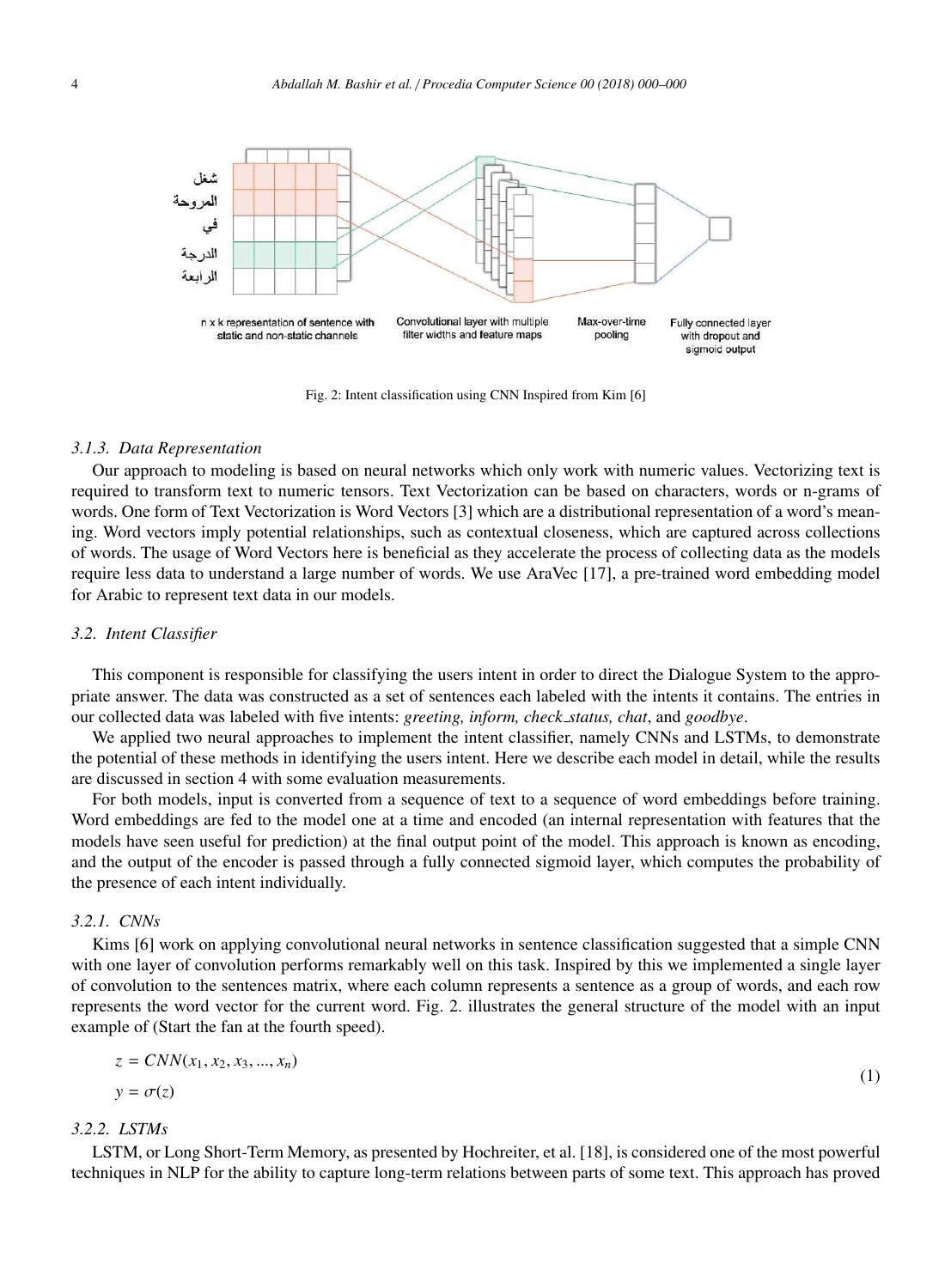Fig. 2: Intent classification using CNN Inspired from Kim [6]

#### 3.1.3. Data Representation

Our approach to modeling is based on neural networks which only work with numeric values. Vectorizing text is required to transform text to numeric tensors. Text Vectorization can be based on characters, words or n-grams of words. One form of Text Vectorization is Word Vectors [3] which are a distributional representation of a word's meaning. Word vectors imply potential relationships, such as contextual closeness, which are captured across collections of words. The usage of Word Vectors here is beneficial as they accelerate the process of collecting data as the models require less data to understand a large number of words. We use AraVec [17], a pre-trained word embedding model for Arabic to represent text data in our models.

### 3.2. Intent Classifier

This component is responsible for classifying the users intent in order to direct the Dialogue System to the appropriate answer. The data was constructed as a set of sentences each labeled with the intents it contains. The entries in our collected data was labeled with five intents: *greeting, inform, check_status, chat*, and *goodbye*.

We applied two neural approaches to implement the intent classifier, namely CNNs and LSTMs, to demonstrate the potential of these methods in identifying the users intent. Here we describe each model in detail, while the results are discussed in section 4 with some evaluation measurements.

For both models, input is converted from a sequence of text to a sequence of word embeddings before training. Word embeddings are fed to the model one at a time and encoded (an internal representation with features that the models have seen useful for prediction) at the final output point of the model. This approach is known as encoding, and the output of the encoder is passed through a fully connected sigmoid layer, which computes the probability of the presence of each intent individually.

#### 3.2.1. CNNs

Kims [6] work on applying convolutional neural networks in sentence classification suggested that a simple CNN with one layer of convolution performs remarkably well on this task. Inspired by this we implemented a single layer of convolution to the sentences matrix, where each column represents a sentence as a group of words, and each row represents the word vector for the current word. Fig. 2. illustrates the general structure of the model with an input example of (Start the fan at the fourth speed).

$$
\begin{aligned}
z &= CNN(x_1, x_2, x_3, ..., x_n) \\
y &= \sigma(z)
\end{aligned}
\tag{1}
$$

#### 3.2.2. LSTMs

LSTM, or Long Short-Term Memory, as presented by Hochreiter, et al. [18], is considered one of the most powerful techniques in NLP for the ability to capture long-term relations between parts of some text. This approach has proved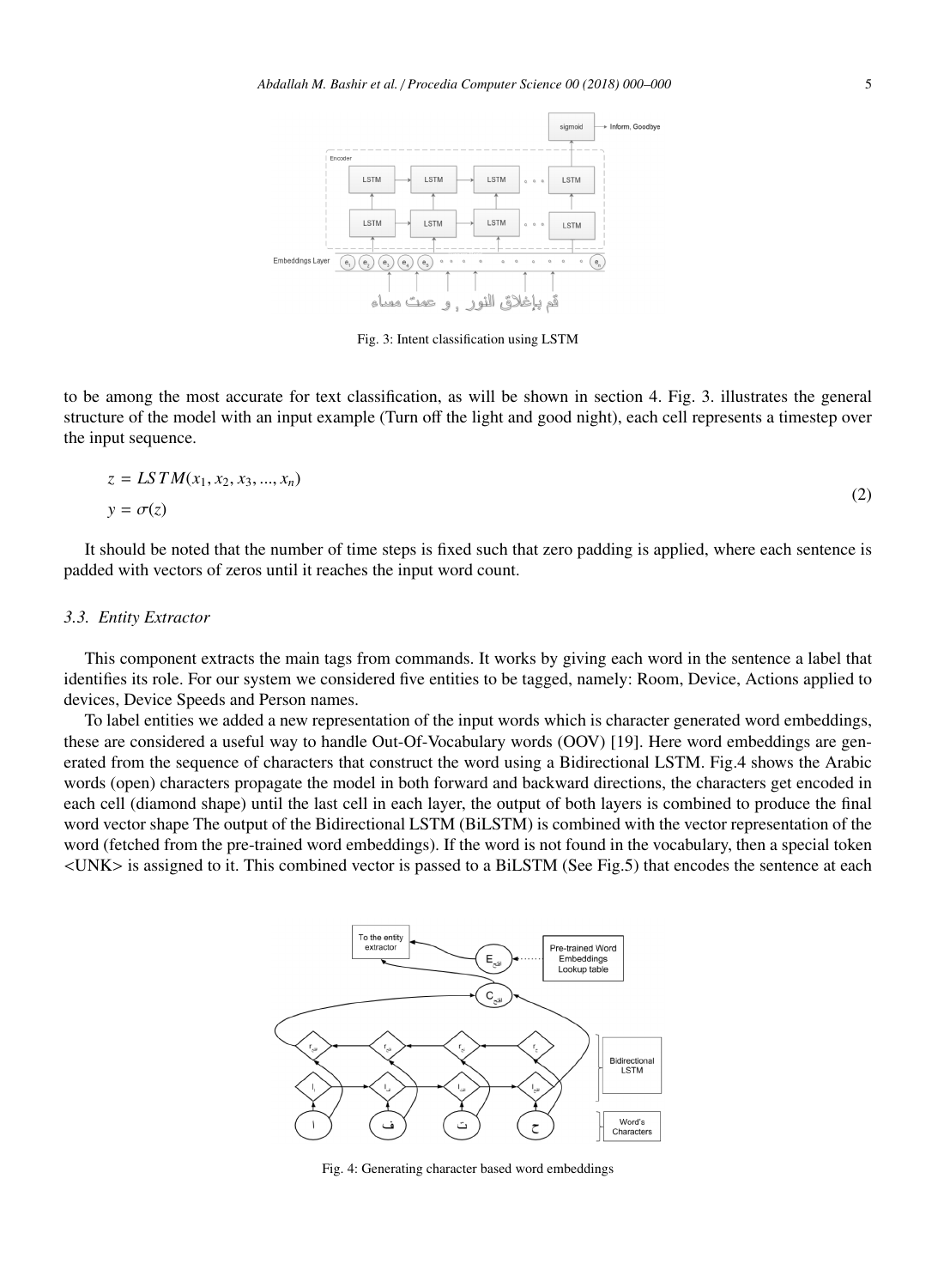Fig. 3: Intent classification using LSTM

to be among the most accurate for text classification, as will be shown in section 4. Fig. 3. illustrates the general structure of the model with an input example (Turn off the light and good night), each cell represents a timestep over the input sequence.

$$
\begin{aligned}
z &= LSTM(x_1, x_2, x_3, ..., x_n) \\
y &= \sigma(z)
\end{aligned}
\tag{2}
$$

It should be noted that the number of time steps is fixed such that zero padding is applied, where each sentence is padded with vectors of zeros until it reaches the input word count.

### 3.3. Entity Extractor

This component extracts the main tags from commands. It works by giving each word in the sentence a label that identifies its role. For our system we considered five entities to be tagged, namely: Room, Device, Actions applied to devices, Device Speeds and Person names.

To label entities we added a new representation of the input words which is character generated word embeddings, these are considered a useful way to handle Out-Of-Vocabulary words (OOV) [19]. Here word embeddings are generated from the sequence of characters that construct the word using a Bidirectional LSTM. Fig.4 shows the Arabic words (open) characters propagate the model in both forward and backward directions, the characters get encoded in each cell (diamond shape) until the last cell in each layer, the output of both layers is combined to produce the final word vector shape The output of the Bidirectional LSTM (BiLSTM) is combined with the vector representation of the word (fetched from the pre-trained word embeddings). If the word is not found in the vocabulary, then a special token <UNK> is assigned to it. This combined vector is passed to a BiLSTM (See Fig.5) that encodes the sentence at each

Fig. 4: Generating character based word embeddings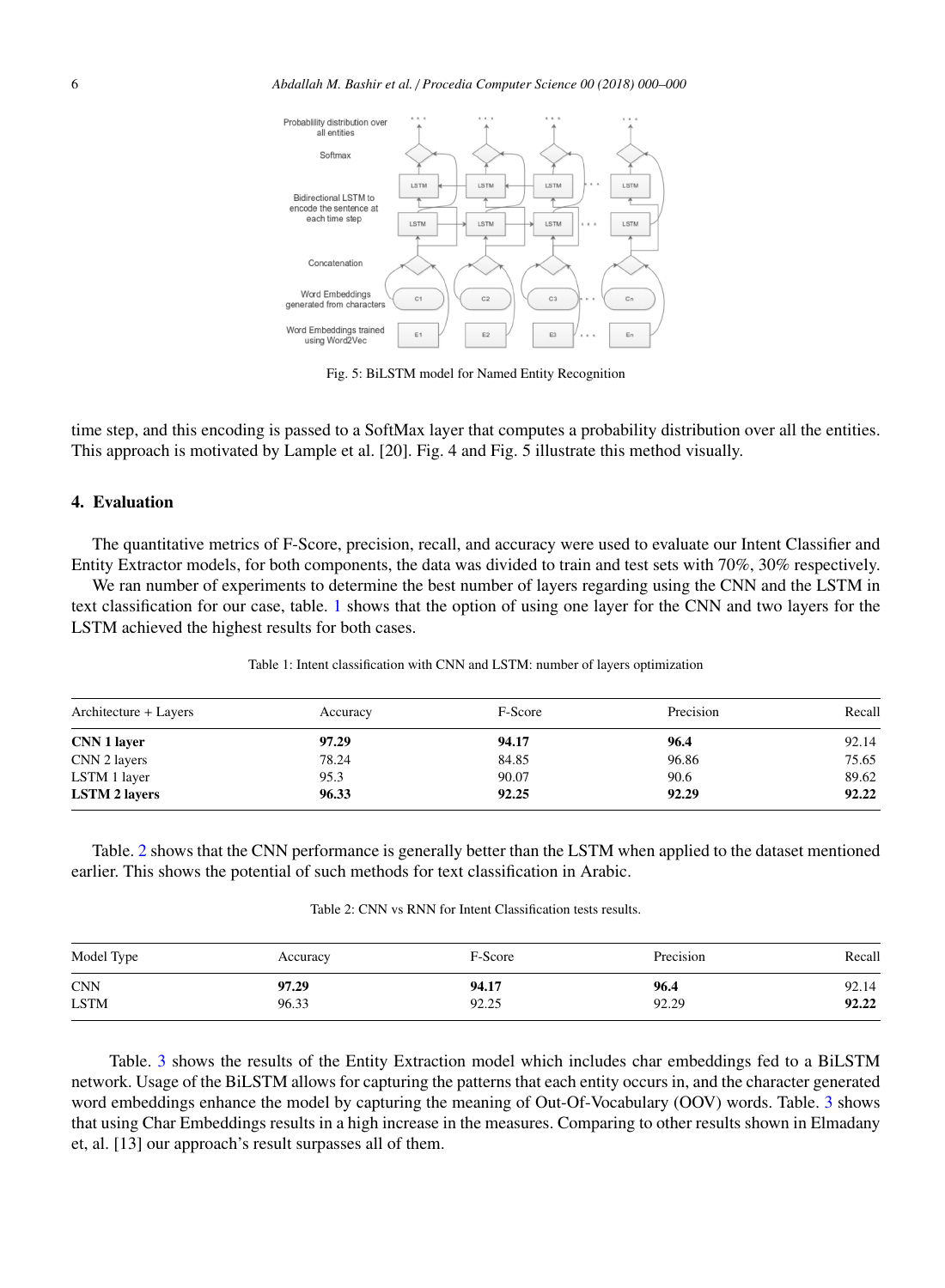Fig. 5: BiLSTM model for Named Entity Recognition

time step, and this encoding is passed to a SoftMax layer that computes a probability distribution over all the entities. This approach is motivated by Lample et al. [20]. Fig. 4 and Fig. 5 illustrate this method visually.

## 4. Evaluation

The quantitative metrics of F-Score, precision, recall, and accuracy were used to evaluate our Intent Classifier and Entity Extractor models, for both components, the data was divided to train and test sets with 70%, 30% respectively.

We ran number of experiments to determine the best number of layers regarding using the CNN and the LSTM in text classification for our case, table. 1 shows that the option of using one layer for the CNN and two layers for the LSTM achieved the highest results for both cases.

Table 1: Intent classification with CNN and LSTM: number of layers optimization

| Architecture + Layers | Accuracy | F-Score | Precision | Recall |
|---|---|---|---|---|
| **CNN 1 layer** | **97.29** | **94.17** | **96.4** | 92.14 |
| CNN 2 layers | 78.24 | 84.85 | 96.86 | 75.65 |
| LSTM 1 layer | 95.3 | 90.07 | 90.6 | 89.62 |
| **LSTM 2 layers** | **96.33** | **92.25** | **92.29** | **92.22** |

Table. 2 shows that the CNN performance is generally better than the LSTM when applied to the dataset mentioned earlier. This shows the potential of such methods for text classification in Arabic.

Table 2: CNN vs RNN for Intent Classification tests results.

| Model Type | Accuracy | F-Score | Precision | Recall |
|---|---|---|---|---|
| CNN | **97.29** | **94.17** | **96.4** | 92.14 |
| LSTM | 96.33 | 92.25 | 92.29 | **92.22** |

Table. 3 shows the results of the Entity Extraction model which includes char embeddings fed to a BiLSTM network. Usage of the BiLSTM allows for capturing the patterns that each entity occurs in, and the character generated word embeddings enhance the model by capturing the meaning of Out-Of-Vocabulary (OOV) words. Table. 3 shows that using Char Embeddings results in a high increase in the measures. Comparing to other results shown in Elmadany et, al. [13] our approach's result surpasses all of them.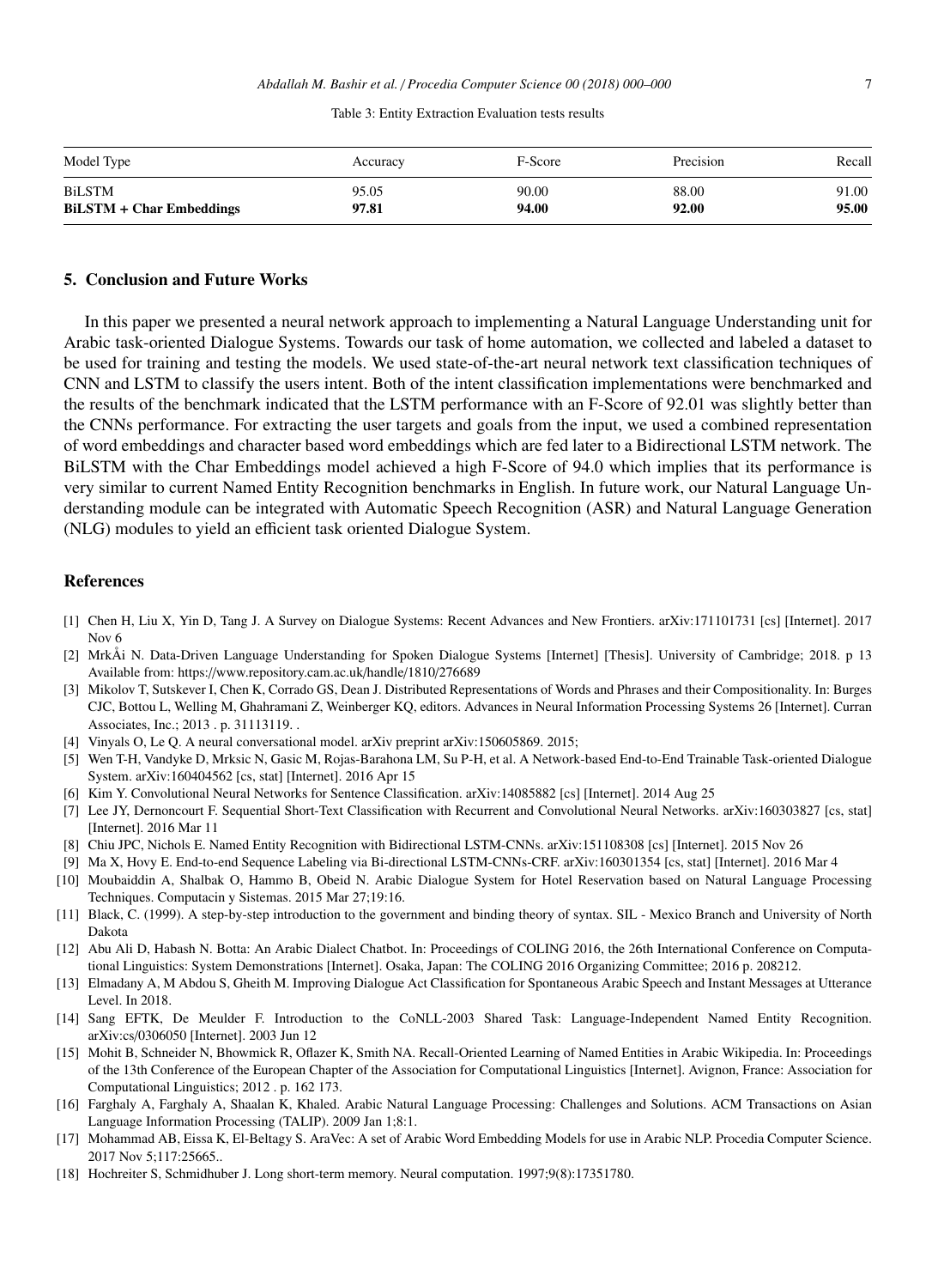Table 3: Entity Extraction Evaluation tests results

| Model Type | Accuracy | F-Score | Precision | Recall |
|---|---|---|---|---|
| BiLSTM | 95.05 | 90.00 | 88.00 | 91.00 |
| **BiLSTM + Char Embeddings** | **97.81** | **94.00** | **92.00** | **95.00** |

## 5. Conclusion and Future Works

In this paper we presented a neural network approach to implementing a Natural Language Understanding unit for Arabic task-oriented Dialogue Systems. Towards our task of home automation, we collected and labeled a dataset to be used for training and testing the models. We used state-of-the-art neural network text classification techniques of CNN and LSTM to classify the users intent. Both of the intent classification implementations were benchmarked and the results of the benchmark indicated that the LSTM performance with an F-Score of 92.01 was slightly better than the CNNs performance. For extracting the user targets and goals from the input, we used a combined representation of word embeddings and character based word embeddings which are fed later to a Bidirectional LSTM network. The BiLSTM with the Char Embeddings model achieved a high F-Score of 94.0 which implies that its performance is very similar to current Named Entity Recognition benchmarks in English. In future work, our Natural Language Understanding module can be integrated with Automatic Speech Recognition (ASR) and Natural Language Generation (NLG) modules to yield an efficient task oriented Dialogue System.

## References

[1] Chen H, Liu X, Yin D, Tang J. A Survey on Dialogue Systems: Recent Advances and New Frontiers. arXiv:171101731 [cs] [Internet]. 2017 Nov 6

[2] MrkÅi N. Data-Driven Language Understanding for Spoken Dialogue Systems [Internet] [Thesis]. University of Cambridge; 2018. p 13 Available from: https://www.repository.cam.ac.uk/handle/1810/276689

[3] Mikolov T, Sutskever I, Chen K, Corrado GS, Dean J. Distributed Representations of Words and Phrases and their Compositionality. In: Burges CJC, Bottou L, Welling M, Ghahramani Z, Weinberger KQ, editors. Advances in Neural Information Processing Systems 26 [Internet]. Curran Associates, Inc.; 2013 . p. 31113119. .

[4] Vinyals O, Le Q. A neural conversational model. arXiv preprint arXiv:150605869. 2015;

[5] Wen T-H, Vandyke D, Mrksic N, Gasic M, Rojas-Barahona LM, Su P-H, et al. A Network-based End-to-End Trainable Task-oriented Dialogue System. arXiv:160404562 [cs, stat] [Internet]. 2016 Apr 15

[6] Kim Y. Convolutional Neural Networks for Sentence Classification. arXiv:14085882 [cs] [Internet]. 2014 Aug 25

[7] Lee JY, Dernoncourt F. Sequential Short-Text Classification with Recurrent and Convolutional Neural Networks. arXiv:160303827 [cs, stat] [Internet]. 2016 Mar 11

[8] Chiu JPC, Nichols E. Named Entity Recognition with Bidirectional LSTM-CNNs. arXiv:151108308 [cs] [Internet]. 2015 Nov 26

[9] Ma X, Hovy E. End-to-end Sequence Labeling via Bi-directional LSTM-CNNs-CRF. arXiv:160301354 [cs, stat] [Internet]. 2016 Mar 4

[10] Moubaiddin A, Shalbak O, Hammo B, Obeid N. Arabic Dialogue System for Hotel Reservation based on Natural Language Processing Techniques. Computacin y Sistemas. 2015 Mar 27;19:16.

[11] Black, C. (1999). A step-by-step introduction to the government and binding theory of syntax. SIL - Mexico Branch and University of North Dakota

[12] Abu Ali D, Habash N. Botta: An Arabic Dialect Chatbot. In: Proceedings of COLING 2016, the 26th International Conference on Computational Linguistics: System Demonstrations [Internet]. Osaka, Japan: The COLING 2016 Organizing Committee; 2016 p. 208212.

[13] Elmadany A, M Abdou S, Gheith M. Improving Dialogue Act Classification for Spontaneous Arabic Speech and Instant Messages at Utterance Level. In 2018.

[14] Sang EFTK, De Meulder F. Introduction to the CoNLL-2003 Shared Task: Language-Independent Named Entity Recognition. arXiv:cs/0306050 [Internet]. 2003 Jun 12

[15] Mohit B, Schneider N, Bhowmick R, Oflazer K, Smith NA. Recall-Oriented Learning of Named Entities in Arabic Wikipedia. In: Proceedings of the 13th Conference of the European Chapter of the Association for Computational Linguistics [Internet]. Avignon, France: Association for Computational Linguistics; 2012 . p. 162 173.

[16] Farghaly A, Farghaly A, Shaalan K, Khaled. Arabic Natural Language Processing: Challenges and Solutions. ACM Transactions on Asian Language Information Processing (TALIP). 2009 Jan 1;8:1.

[17] Mohammad AB, Eissa K, El-Beltagy S. AraVec: A set of Arabic Word Embedding Models for use in Arabic NLP. Procedia Computer Science. 2017 Nov 5;117:25665..

[18] Hochreiter S, Schmidhuber J. Long short-term memory. Neural computation. 1997;9(8):17351780.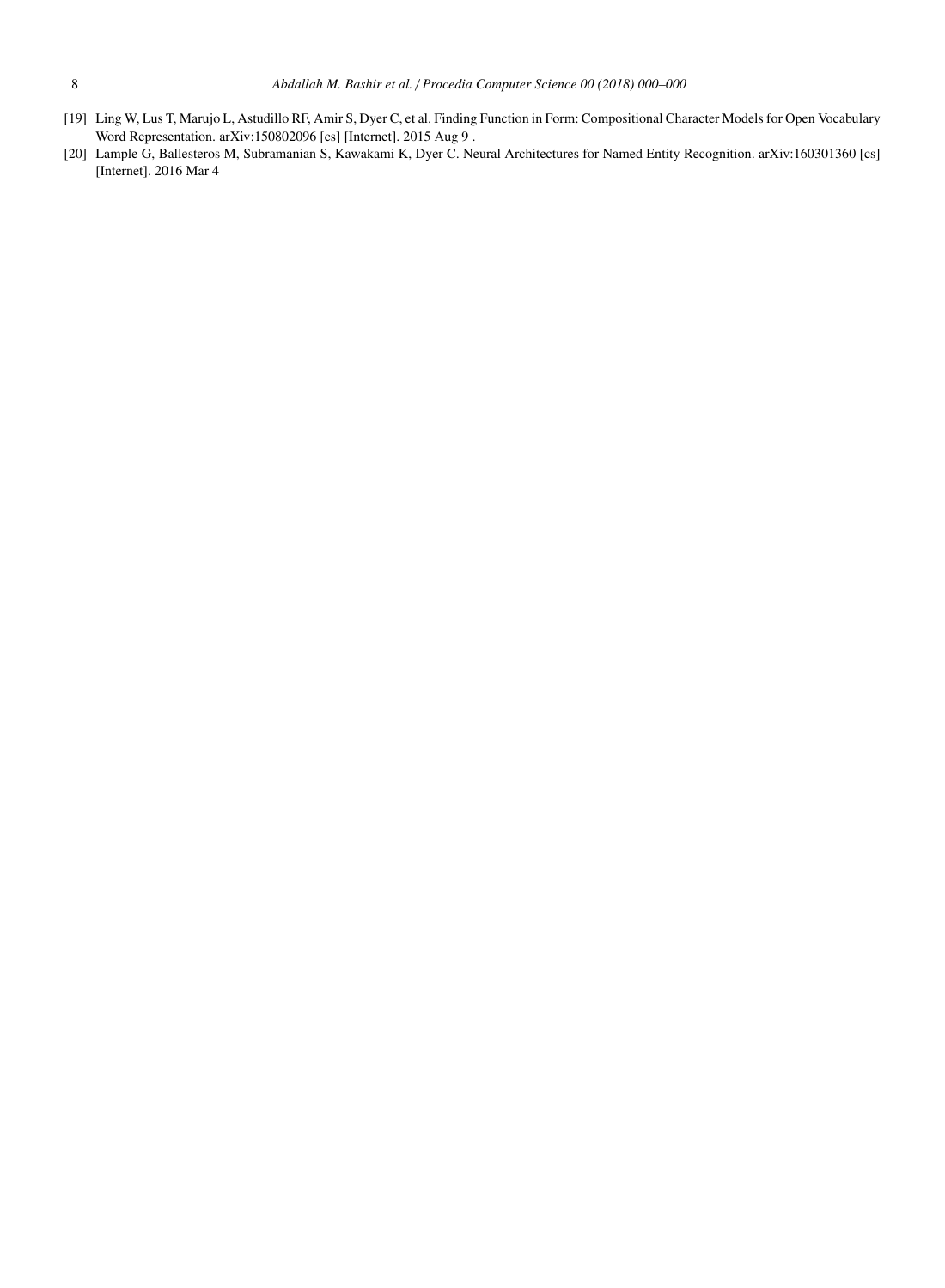[19] Ling W, Lus T, Marujo L, Astudillo RF, Amir S, Dyer C, et al. Finding Function in Form: Compositional Character Models for Open Vocabulary Word Representation. arXiv:150802096 [cs] [Internet]. 2015 Aug 9 .

[20] Lample G, Ballesteros M, Subramanian S, Kawakami K, Dyer C. Neural Architectures for Named Entity Recognition. arXiv:160301360 [cs] [Internet]. 2016 Mar 4